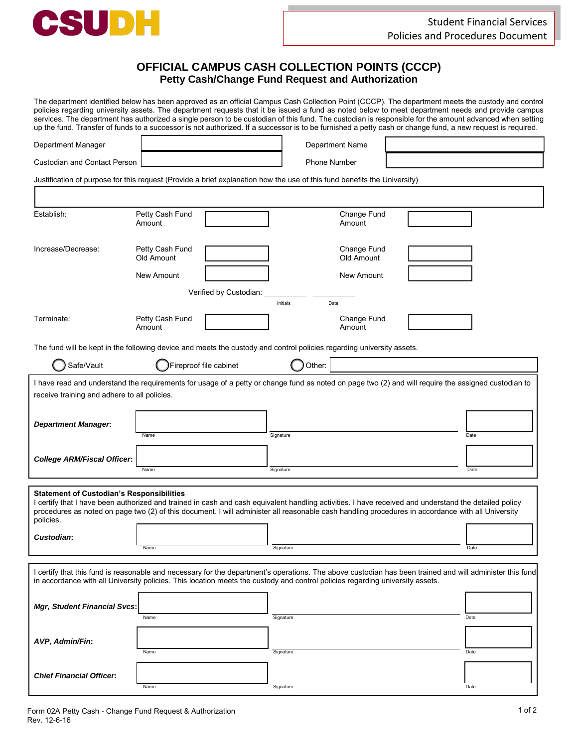CSUDH

Student Financial Services
Policies and Procedures Document

# OFFICIAL CAMPUS CASH COLLECTION POINTS (CCCP)

## Petty Cash/Change Fund Request and Authorization

The department identified below has been approved as an official Campus Cash Collection Point (CCCP). The department meets the custody and control policies regarding university assets. The department requests that it be issued a fund as noted below to meet department needs and provide campus services. The department has authorized a single person to be custodian of this fund. The custodian is responsible for the amount advanced when setting up the fund. Transfer of funds to a successor is not authorized. If a successor is to be furnished a petty cash or change fund, a new request is required.

| | | | |
|---|---|---|---|
| Department Manager | | Department Name | |
| Custodian and Contact Person | | Phone Number | |

Justification of purpose for this request (Provide a brief explanation how the use of this fund benefits the University)

| | | | | |
|---|---|---|---|---|
| Establish: | Petty Cash Fund Amount | | Change Fund Amount | |
| Increase/Decrease: | Petty Cash Fund Old Amount | | Change Fund Old Amount | |
| | New Amount | | New Amount | |
| Terminate: | Petty Cash Fund Amount | | Change Fund Amount | |

Verified by Custodian: __________ (Initials) __________ (Date)

The fund will be kept in the following device and meets the custody and control policies regarding university assets.

◯ Safe/Vault ◯ Fireproof file cabinet ◯ Other: __________

I have read and understand the requirements for usage of a petty or change fund as noted on page two (2) and will require the assigned custodian to receive training and adhere to all policies.

| | Name | Signature | Date |
|---|---|---|---|
| ***Department Manager*:** | | | |
| ***College ARM/Fiscal Officer*:** | | | |

**Statement of Custodian's Responsibilities**

I certify that I have been authorized and trained in cash and cash equivalent handling activities. I have received and understand the detailed policy procedures as noted on page two (2) of this document. I will administer all reasonable cash handling procedures in accordance with all University policies.

| | Name | Signature | Date |
|---|---|---|---|
| ***Custodian*:** | | | |

I certify that this fund is reasonable and necessary for the department's operations. The above custodian has been trained and will administer this fund in accordance with all University policies. This location meets the custody and control policies regarding university assets.

| | Name | Signature | Date |
|---|---|---|---|
| ***Mgr, Student Financial Svcs*:** | | | |
| ***AVP, Admin/Fin*:** | | | |
| ***Chief Financial Officer*:** | | | |

Form 02A Petty Cash - Change Fund Request & Authorization
Rev. 12-6-16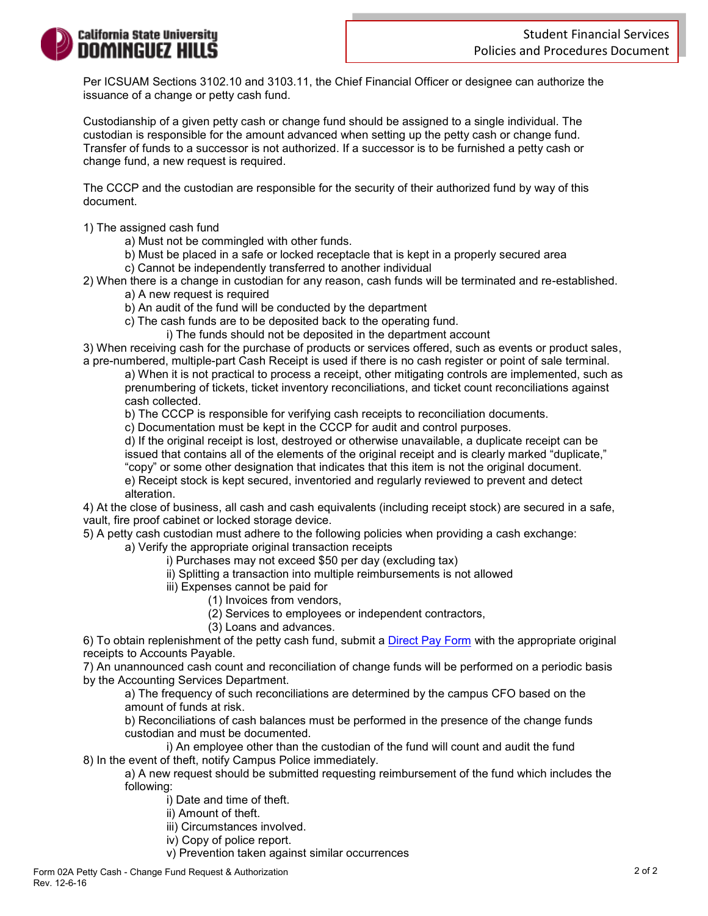Per ICSUAM Sections 3102.10 and 3103.11, the Chief Financial Officer or designee can authorize the issuance of a change or petty cash fund.

Custodianship of a given petty cash or change fund should be assigned to a single individual. The custodian is responsible for the amount advanced when setting up the petty cash or change fund. Transfer of funds to a successor is not authorized. If a successor is to be furnished a petty cash or change fund, a new request is required.

The CCCP and the custodian are responsible for the security of their authorized fund by way of this document.

1) The assigned cash fund
   - a) Must not be commingled with other funds.
   - b) Must be placed in a safe or locked receptacle that is kept in a properly secured area
   - c) Cannot be independently transferred to another individual

2) When there is a change in custodian for any reason, cash funds will be terminated and re-established.
   - a) A new request is required
   - b) An audit of the fund will be conducted by the department
   - c) The cash funds are to be deposited back to the operating fund.
     - i) The funds should not be deposited in the department account

3) When receiving cash for the purchase of products or services offered, such as events or product sales, a pre-numbered, multiple-part Cash Receipt is used if there is no cash register or point of sale terminal.
   - a) When it is not practical to process a receipt, other mitigating controls are implemented, such as prenumbering of tickets, ticket inventory reconciliations, and ticket count reconciliations against cash collected.
   - b) The CCCP is responsible for verifying cash receipts to reconciliation documents.
   - c) Documentation must be kept in the CCCP for audit and control purposes.
   - d) If the original receipt is lost, destroyed or otherwise unavailable, a duplicate receipt can be issued that contains all of the elements of the original receipt and is clearly marked “duplicate,” “copy” or some other designation that indicates that this item is not the original document.
   - e) Receipt stock is kept secured, inventoried and regularly reviewed to prevent and detect alteration.

4) At the close of business, all cash and cash equivalents (including receipt stock) are secured in a safe, vault, fire proof cabinet or locked storage device.

5) A petty cash custodian must adhere to the following policies when providing a cash exchange:
   - a) Verify the appropriate original transaction receipts
     - i) Purchases may not exceed $50 per day (excluding tax)
     - ii) Splitting a transaction into multiple reimbursements is not allowed
     - iii) Expenses cannot be paid for
       - (1) Invoices from vendors,
       - (2) Services to employees or independent contractors,
       - (3) Loans and advances.

6) To obtain replenishment of the petty cash fund, submit a Direct Pay Form with the appropriate original receipts to Accounts Payable.

7) An unannounced cash count and reconciliation of change funds will be performed on a periodic basis by the Accounting Services Department.
   - a) The frequency of such reconciliations are determined by the campus CFO based on the amount of funds at risk.
   - b) Reconciliations of cash balances must be performed in the presence of the change funds custodian and must be documented.
     - i) An employee other than the custodian of the fund will count and audit the fund

8) In the event of theft, notify Campus Police immediately.
   - a) A new request should be submitted requesting reimbursement of the fund which includes the following:
     - i) Date and time of theft.
     - ii) Amount of theft.
     - iii) Circumstances involved.
     - iv) Copy of police report.
     - v) Prevention taken against similar occurrences